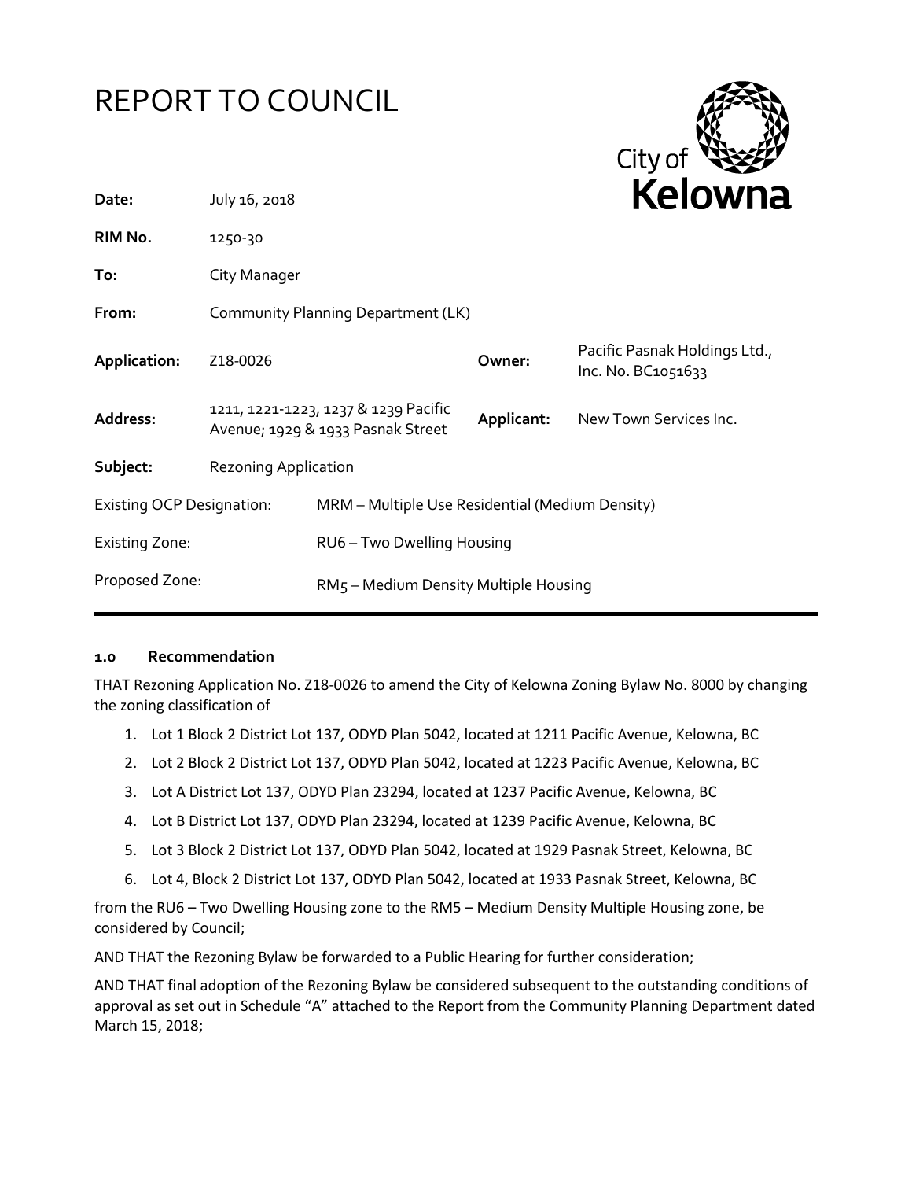# REPORT TO COUNCIL

City of Kelowna

| | | | |
|---|---|---|---|
| **Date:** | July 16, 2018 | | |
| **RIM No.** | 1250-30 | | |
| **To:** | City Manager | | |
| **From:** | Community Planning Department (LK) | | |
| **Application:** | Z18-0026 | **Owner:** | Pacific Pasnak Holdings Ltd., Inc. No. BC1051633 |
| **Address:** | 1211, 1221-1223, 1237 & 1239 Pacific Avenue; 1929 & 1933 Pasnak Street | **Applicant:** | New Town Services Inc. |
| **Subject:** | Rezoning Application | | |

| | |
|---|---|
| Existing OCP Designation: | MRM – Multiple Use Residential (Medium Density) |
| Existing Zone: | RU6 – Two Dwelling Housing |
| Proposed Zone: | RM5 – Medium Density Multiple Housing |

### 1.0 Recommendation

THAT Rezoning Application No. Z18-0026 to amend the City of Kelowna Zoning Bylaw No. 8000 by changing the zoning classification of

1. Lot 1 Block 2 District Lot 137, ODYD Plan 5042, located at 1211 Pacific Avenue, Kelowna, BC
2. Lot 2 Block 2 District Lot 137, ODYD Plan 5042, located at 1223 Pacific Avenue, Kelowna, BC
3. Lot A District Lot 137, ODYD Plan 23294, located at 1237 Pacific Avenue, Kelowna, BC
4. Lot B District Lot 137, ODYD Plan 23294, located at 1239 Pacific Avenue, Kelowna, BC
5. Lot 3 Block 2 District Lot 137, ODYD Plan 5042, located at 1929 Pasnak Street, Kelowna, BC
6. Lot 4, Block 2 District Lot 137, ODYD Plan 5042, located at 1933 Pasnak Street, Kelowna, BC

from the RU6 – Two Dwelling Housing zone to the RM5 – Medium Density Multiple Housing zone, be considered by Council;

AND THAT the Rezoning Bylaw be forwarded to a Public Hearing for further consideration;

AND THAT final adoption of the Rezoning Bylaw be considered subsequent to the outstanding conditions of approval as set out in Schedule "A" attached to the Report from the Community Planning Department dated March 15, 2018;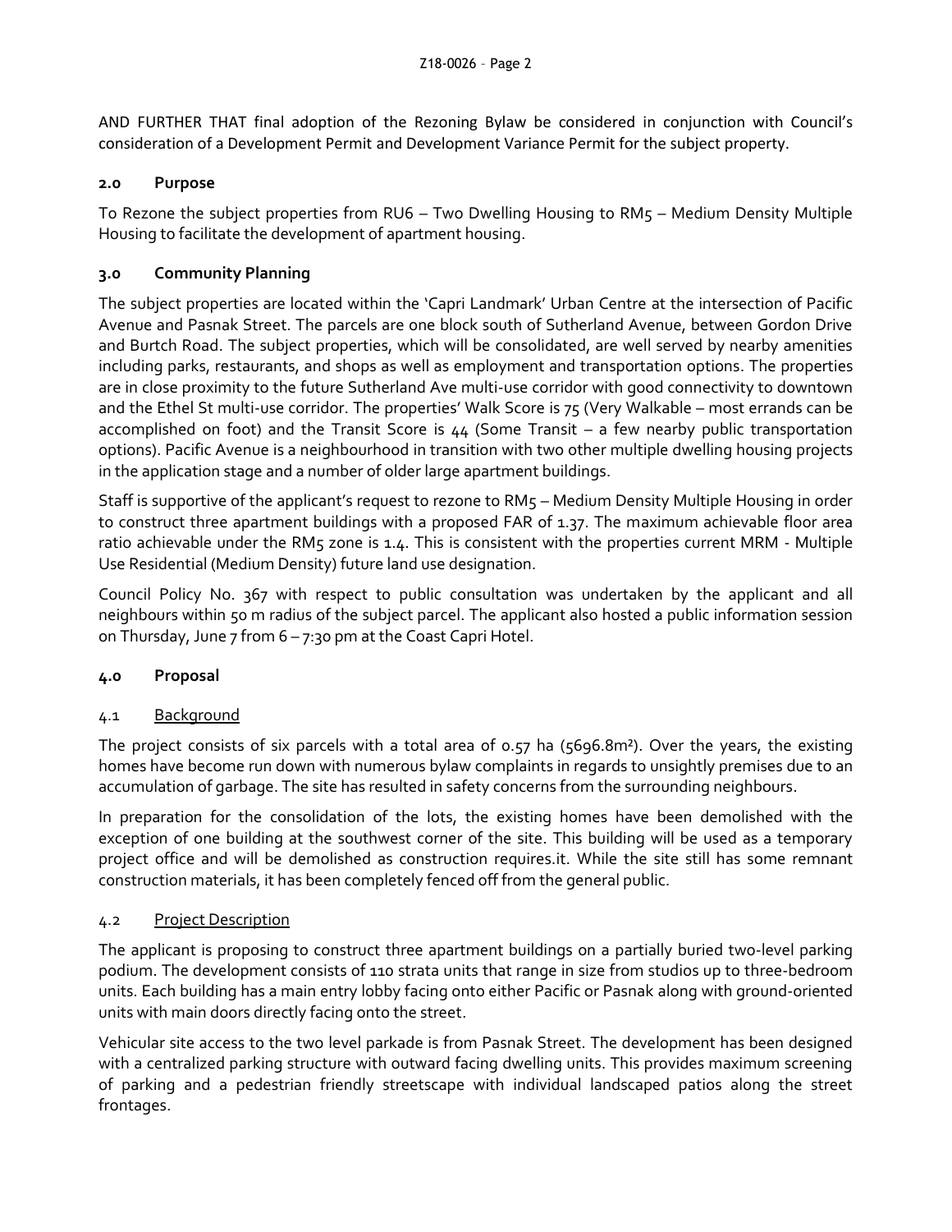AND FURTHER THAT final adoption of the Rezoning Bylaw be considered in conjunction with Council's consideration of a Development Permit and Development Variance Permit for the subject property.

## 2.0 Purpose

To Rezone the subject properties from RU6 – Two Dwelling Housing to RM5 – Medium Density Multiple Housing to facilitate the development of apartment housing.

## 3.0 Community Planning

The subject properties are located within the 'Capri Landmark' Urban Centre at the intersection of Pacific Avenue and Pasnak Street. The parcels are one block south of Sutherland Avenue, between Gordon Drive and Burtch Road. The subject properties, which will be consolidated, are well served by nearby amenities including parks, restaurants, and shops as well as employment and transportation options. The properties are in close proximity to the future Sutherland Ave multi-use corridor with good connectivity to downtown and the Ethel St multi-use corridor. The properties' Walk Score is 75 (Very Walkable – most errands can be accomplished on foot) and the Transit Score is 44 (Some Transit – a few nearby public transportation options). Pacific Avenue is a neighbourhood in transition with two other multiple dwelling housing projects in the application stage and a number of older large apartment buildings.

Staff is supportive of the applicant's request to rezone to RM5 – Medium Density Multiple Housing in order to construct three apartment buildings with a proposed FAR of 1.37. The maximum achievable floor area ratio achievable under the RM5 zone is 1.4. This is consistent with the properties current MRM - Multiple Use Residential (Medium Density) future land use designation.

Council Policy No. 367 with respect to public consultation was undertaken by the applicant and all neighbours within 50 m radius of the subject parcel. The applicant also hosted a public information session on Thursday, June 7 from 6 – 7:30 pm at the Coast Capri Hotel.

## 4.0 Proposal

### 4.1 Background

The project consists of six parcels with a total area of 0.57 ha (5696.8m²). Over the years, the existing homes have become run down with numerous bylaw complaints in regards to unsightly premises due to an accumulation of garbage. The site has resulted in safety concerns from the surrounding neighbours.

In preparation for the consolidation of the lots, the existing homes have been demolished with the exception of one building at the southwest corner of the site. This building will be used as a temporary project office and will be demolished as construction requires.it. While the site still has some remnant construction materials, it has been completely fenced off from the general public.

### 4.2 Project Description

The applicant is proposing to construct three apartment buildings on a partially buried two-level parking podium. The development consists of 110 strata units that range in size from studios up to three-bedroom units. Each building has a main entry lobby facing onto either Pacific or Pasnak along with ground-oriented units with main doors directly facing onto the street.

Vehicular site access to the two level parkade is from Pasnak Street. The development has been designed with a centralized parking structure with outward facing dwelling units. This provides maximum screening of parking and a pedestrian friendly streetscape with individual landscaped patios along the street frontages.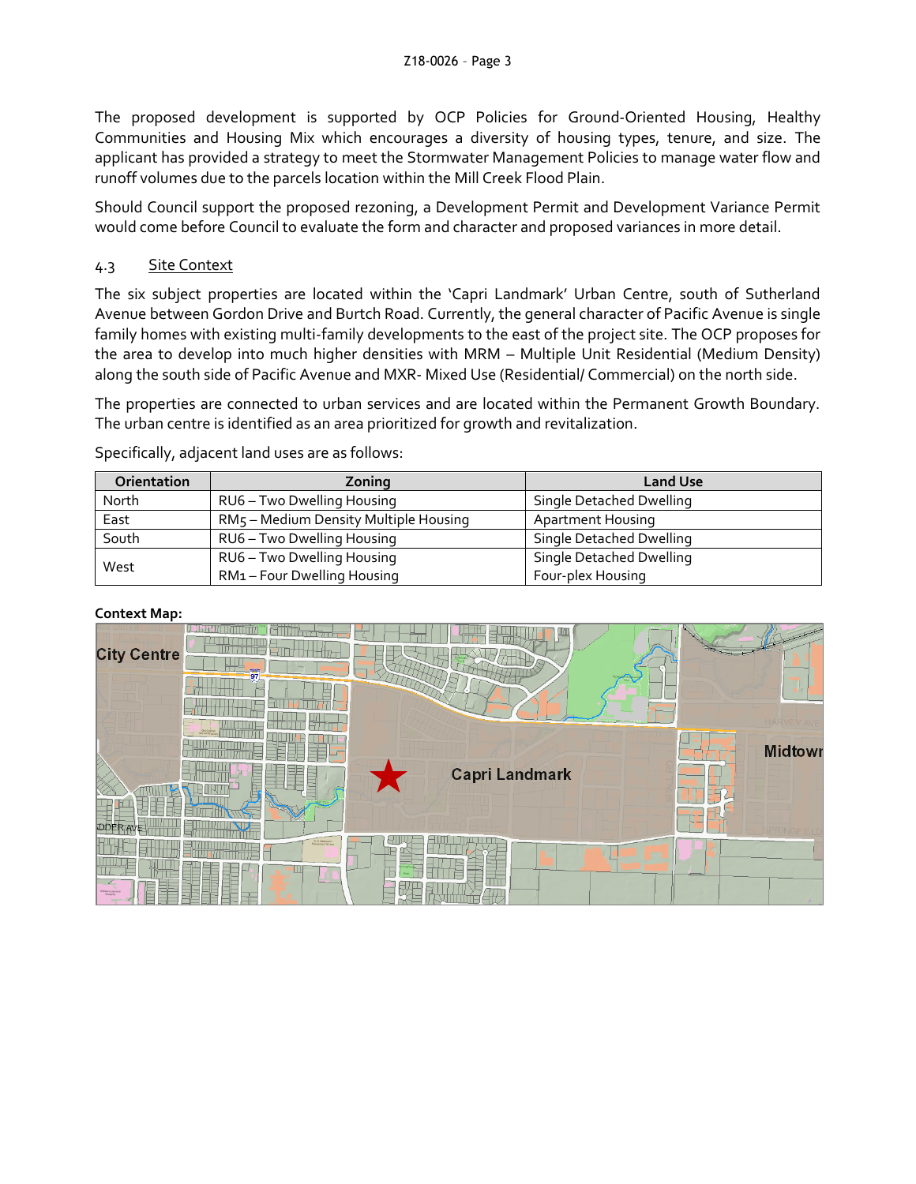The proposed development is supported by OCP Policies for Ground-Oriented Housing, Healthy Communities and Housing Mix which encourages a diversity of housing types, tenure, and size. The applicant has provided a strategy to meet the Stormwater Management Policies to manage water flow and runoff volumes due to the parcels location within the Mill Creek Flood Plain.

Should Council support the proposed rezoning, a Development Permit and Development Variance Permit would come before Council to evaluate the form and character and proposed variances in more detail.

### 4.3 Site Context

The six subject properties are located within the 'Capri Landmark' Urban Centre, south of Sutherland Avenue between Gordon Drive and Burtch Road. Currently, the general character of Pacific Avenue is single family homes with existing multi-family developments to the east of the project site. The OCP proposes for the area to develop into much higher densities with MRM – Multiple Unit Residential (Medium Density) along the south side of Pacific Avenue and MXR- Mixed Use (Residential/ Commercial) on the north side.

The properties are connected to urban services and are located within the Permanent Growth Boundary. The urban centre is identified as an area prioritized for growth and revitalization.

Specifically, adjacent land uses are as follows:

| Orientation | Zoning | Land Use |
|---|---|---|
| North | RU6 – Two Dwelling Housing | Single Detached Dwelling |
| East | RM5 – Medium Density Multiple Housing | Apartment Housing |
| South | RU6 – Two Dwelling Housing | Single Detached Dwelling |
| West | RU6 – Two Dwelling Housing<br>RM1 – Four Dwelling Housing | Single Detached Dwelling<br>Four-plex Housing |

**Context Map:**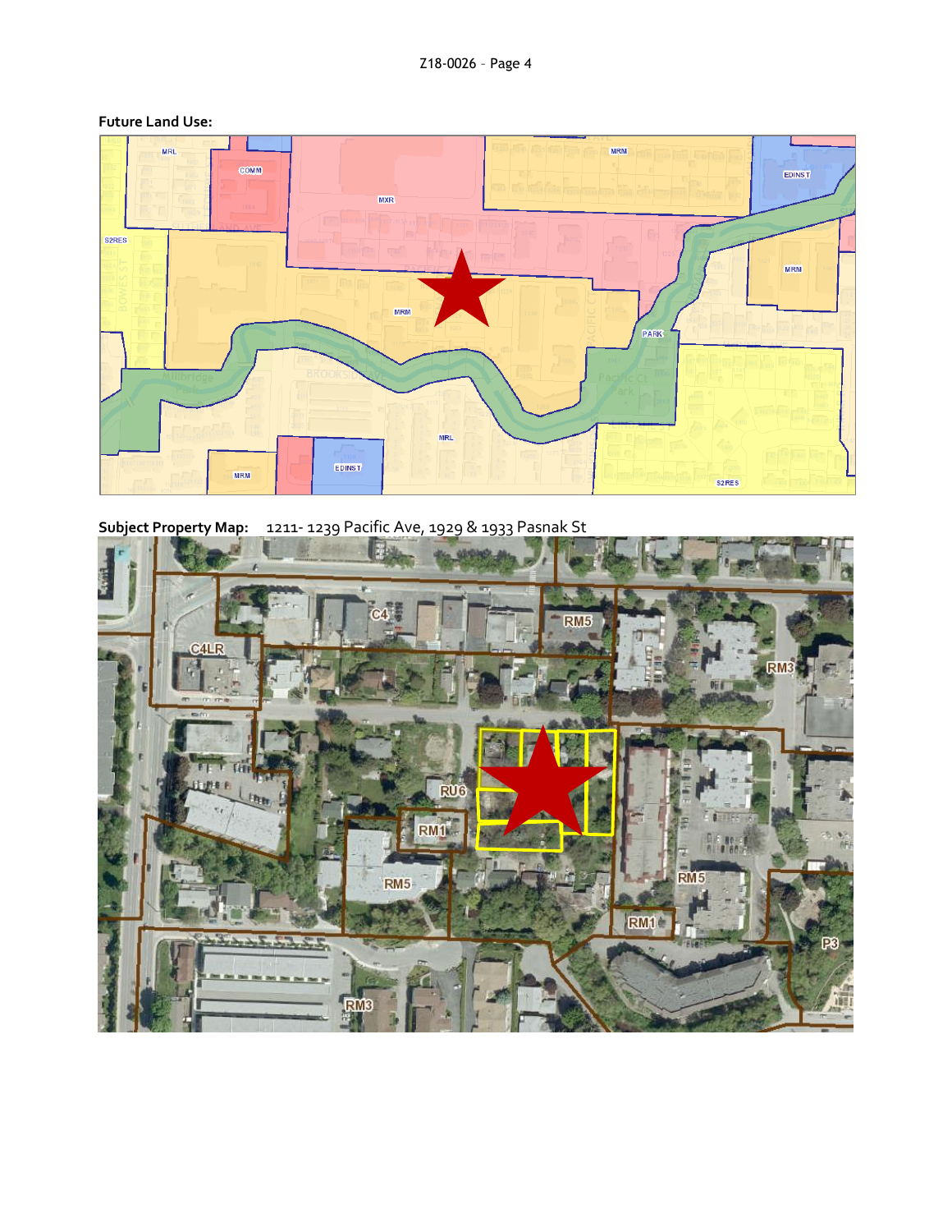**Future Land Use:**

**Subject Property Map:** 1211- 1239 Pacific Ave, 1929 & 1933 Pasnak St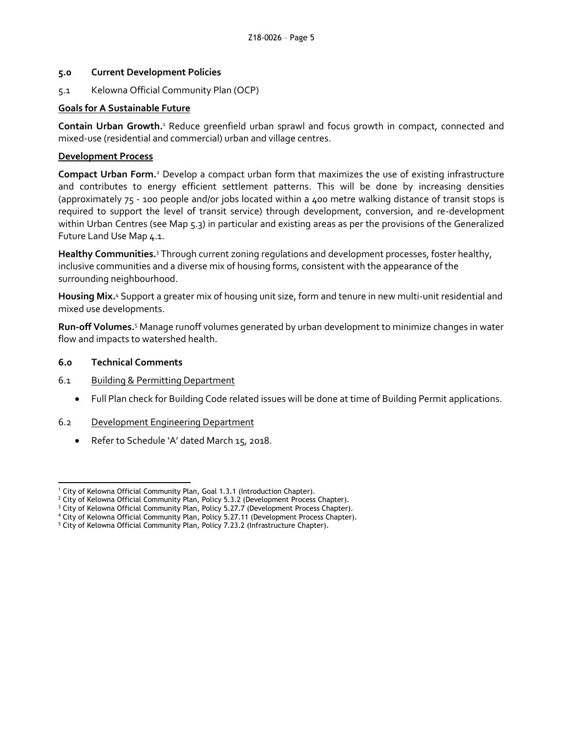## 5.0 Current Development Policies

5.1 Kelowna Official Community Plan (OCP)

### Goals for A Sustainable Future

**Contain Urban Growth.**[1] Reduce greenfield urban sprawl and focus growth in compact, connected and mixed-use (residential and commercial) urban and village centres.

### Development Process

**Compact Urban Form.**[2] Develop a compact urban form that maximizes the use of existing infrastructure and contributes to energy efficient settlement patterns. This will be done by increasing densities (approximately 75 - 100 people and/or jobs located within a 400 metre walking distance of transit stops is required to support the level of transit service) through development, conversion, and re-development within Urban Centres (see Map 5.3) in particular and existing areas as per the provisions of the Generalized Future Land Use Map 4.1.

**Healthy Communities.**[3] Through current zoning regulations and development processes, foster healthy, inclusive communities and a diverse mix of housing forms, consistent with the appearance of the surrounding neighbourhood.

**Housing Mix.**[4] Support a greater mix of housing unit size, form and tenure in new multi-unit residential and mixed use developments.

**Run-off Volumes.**[5] Manage runoff volumes generated by urban development to minimize changes in water flow and impacts to watershed health.

## 6.0 Technical Comments

6.1 Building & Permitting Department

- Full Plan check for Building Code related issues will be done at time of Building Permit applications.

6.2 Development Engineering Department

- Refer to Schedule 'A' dated March 15, 2018.

---

[1] City of Kelowna Official Community Plan, Goal 1.3.1 (Introduction Chapter).
[2] City of Kelowna Official Community Plan, Policy 5.3.2 (Development Process Chapter).
[3] City of Kelowna Official Community Plan, Policy 5.27.7 (Development Process Chapter).
[4] City of Kelowna Official Community Plan, Policy 5.27.11 (Development Process Chapter).
[5] City of Kelowna Official Community Plan, Policy 7.23.2 (Infrastructure Chapter).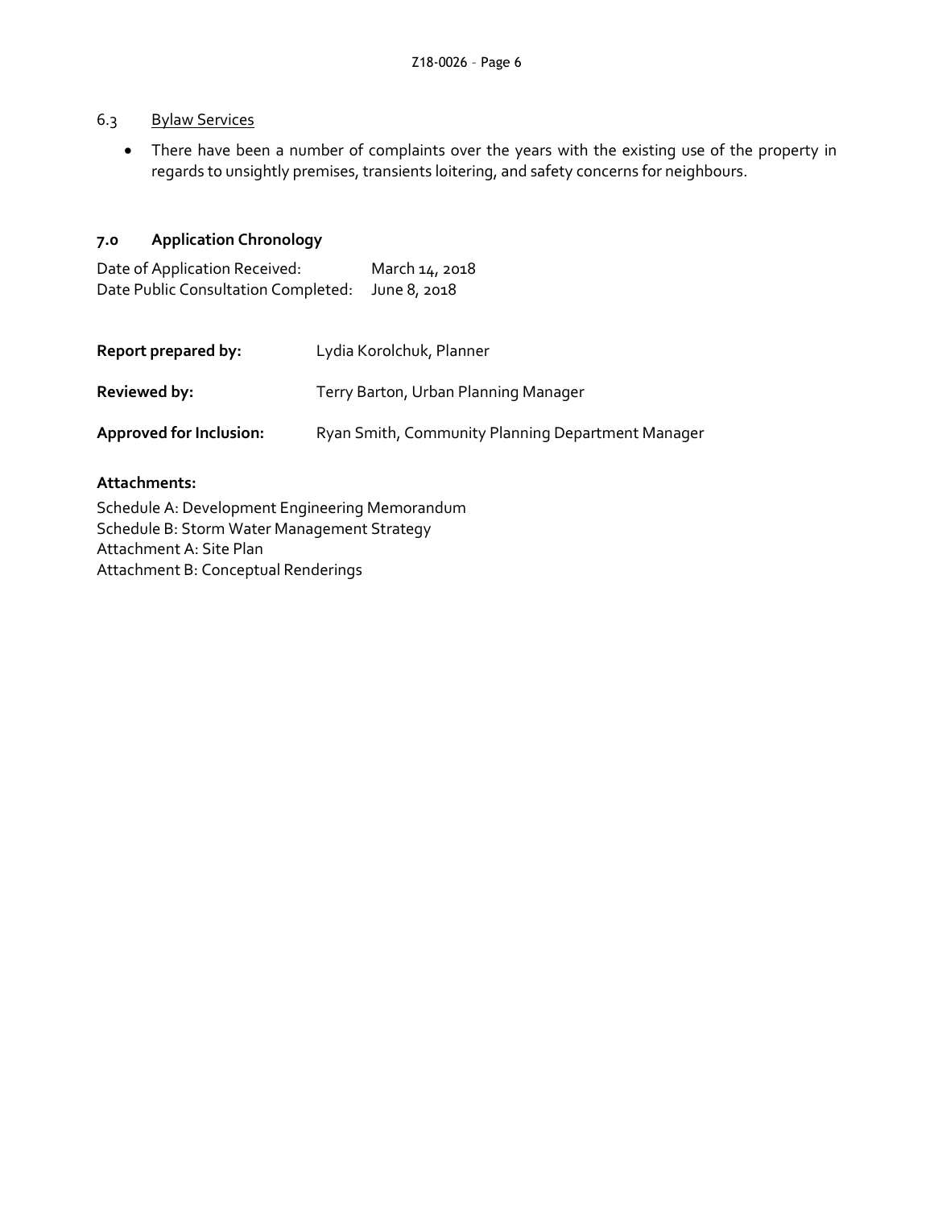### 6.3 Bylaw Services

- There have been a number of complaints over the years with the existing use of the property in regards to unsightly premises, transients loitering, and safety concerns for neighbours.

## 7.0 Application Chronology

Date of Application Received: March 14, 2018
Date Public Consultation Completed: June 8, 2018

**Report prepared by:** Lydia Korolchuk, Planner

**Reviewed by:** Terry Barton, Urban Planning Manager

**Approved for Inclusion:** Ryan Smith, Community Planning Department Manager

**Attachments:**

Schedule A: Development Engineering Memorandum
Schedule B: Storm Water Management Strategy
Attachment A: Site Plan
Attachment B: Conceptual Renderings